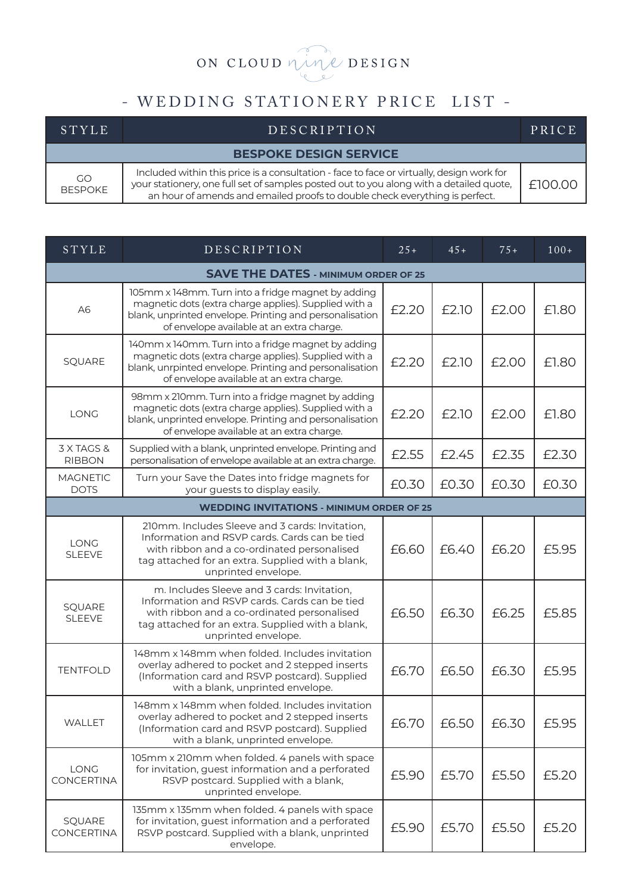# ON CLOUD nine DESIGN

## - WEDDING STATIONERY PRICE LIST -

| STYLE | DESCRIPTION | PRICE |
|---|---|---|
| **BESPOKE DESIGN SERVICE** | | |
| GO BESPOKE | Included within this price is a consultation - face to face or virtually, design work for your stationery, one full set of samples posted out to you along with a detailed quote, an hour of amends and emailed proofs to double check everything is perfect. | £100.00 |

| STYLE | DESCRIPTION | 25+ | 45+ | 75+ | 100+ |
|---|---|---|---|---|---|
| **SAVE THE DATES - MINIMUM ORDER OF 25** | | | | | |
| A6 | 105mm x 148mm. Turn into a fridge magnet by adding magnetic dots (extra charge applies). Supplied with a blank, unprinted envelope. Printing and personalisation of envelope available at an extra charge. | £2.20 | £2.10 | £2.00 | £1.80 |
| SQUARE | 140mm x 140mm. Turn into a fridge magnet by adding magnetic dots (extra charge applies). Supplied with a blank, unrpinted envelope. Printing and personalisation of envelope available at an extra charge. | £2.20 | £2.10 | £2.00 | £1.80 |
| LONG | 98mm x 210mm. Turn into a fridge magnet by adding magnetic dots (extra charge applies). Supplied with a blank, unprinted envelope. Printing and personalisation of envelope available at an extra charge. | £2.20 | £2.10 | £2.00 | £1.80 |
| 3 X TAGS & RIBBON | Supplied with a blank, unprinted envelope. Printing and personalisation of envelope available at an extra charge. | £2.55 | £2.45 | £2.35 | £2.30 |
| MAGNETIC DOTS | Turn your Save the Dates into fridge magnets for your guests to display easily. | £0.30 | £0.30 | £0.30 | £0.30 |
| **WEDDING INVITATIONS - MINIMUM ORDER OF 25** | | | | | |
| LONG SLEEVE | 210mm. Includes Sleeve and 3 cards: Invitation, Information and RSVP cards. Cards can be tied with ribbon and a co-ordinated personalised tag attached for an extra. Supplied with a blank, unprinted envelope. | £6.60 | £6.40 | £6.20 | £5.95 |
| SQUARE SLEEVE | m. Includes Sleeve and 3 cards: Invitation, Information and RSVP cards. Cards can be tied with ribbon and a co-ordinated personalised tag attached for an extra. Supplied with a blank, unprinted envelope. | £6.50 | £6.30 | £6.25 | £5.85 |
| TENTFOLD | 148mm x 148mm when folded. Includes invitation overlay adhered to pocket and 2 stepped inserts (Information card and RSVP postcard). Supplied with a blank, unprinted envelope. | £6.70 | £6.50 | £6.30 | £5.95 |
| WALLET | 148mm x 148mm when folded. Includes invitation overlay adhered to pocket and 2 stepped inserts (Information card and RSVP postcard). Supplied with a blank, unprinted envelope. | £6.70 | £6.50 | £6.30 | £5.95 |
| LONG CONCERTINA | 105mm x 210mm when folded. 4 panels with space for invitation, guest information and a perforated RSVP postcard. Supplied with a blank, unprinted envelope. | £5.90 | £5.70 | £5.50 | £5.20 |
| SQUARE CONCERTINA | 135mm x 135mm when folded. 4 panels with space for invitation, guest information and a perforated RSVP postcard. Supplied with a blank, unprinted envelope. | £5.90 | £5.70 | £5.50 | £5.20 |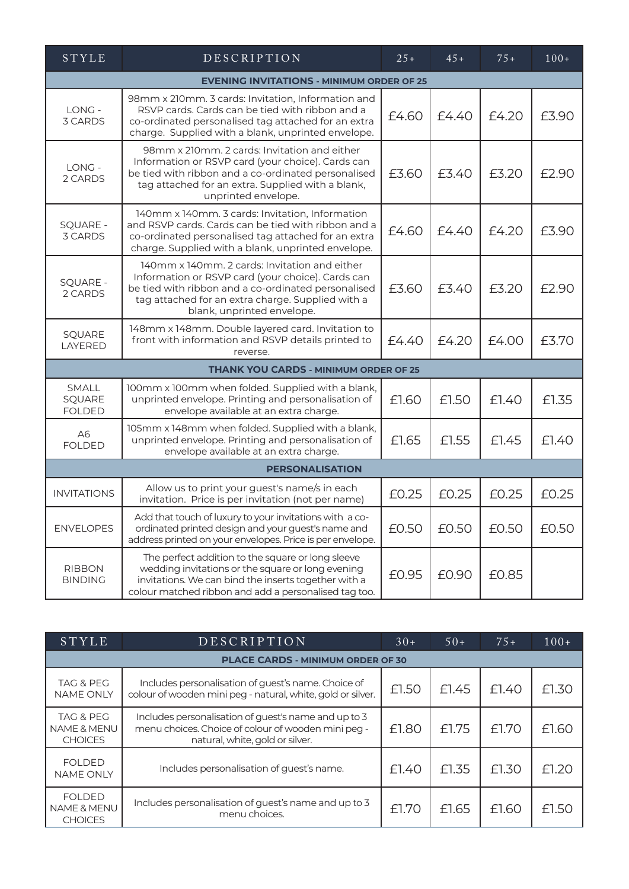| STYLE | DESCRIPTION | 25+ | 45+ | 75+ | 100+ |
|---|---|---|---|---|---|
| **EVENING INVITATIONS - MINIMUM ORDER OF 25** | | | | | |
| LONG - 3 CARDS | 98mm x 210mm. 3 cards: Invitation, Information and RSVP cards. Cards can be tied with ribbon and a co-ordinated personalised tag attached for an extra charge. Supplied with a blank, unprinted envelope. | £4.60 | £4.40 | £4.20 | £3.90 |
| LONG - 2 CARDS | 98mm x 210mm. 2 cards: Invitation and either Information or RSVP card (your choice). Cards can be tied with ribbon and a co-ordinated personalised tag attached for an extra. Supplied with a blank, unprinted envelope. | £3.60 | £3.40 | £3.20 | £2.90 |
| SQUARE - 3 CARDS | 140mm x 140mm. 3 cards: Invitation, Information and RSVP cards. Cards can be tied with ribbon and a co-ordinated personalised tag attached for an extra charge. Supplied with a blank, unprinted envelope. | £4.60 | £4.40 | £4.20 | £3.90 |
| SQUARE - 2 CARDS | 140mm x 140mm. 2 cards: Invitation and either Information or RSVP card (your choice). Cards can be tied with ribbon and a co-ordinated personalised tag attached for an extra charge. Supplied with a blank, unprinted envelope. | £3.60 | £3.40 | £3.20 | £2.90 |
| SQUARE LAYERED | 148mm x 148mm. Double layered card. Invitation to front with information and RSVP details printed to reverse. | £4.40 | £4.20 | £4.00 | £3.70 |
| **THANK YOU CARDS - MINIMUM ORDER OF 25** | | | | | |
| SMALL SQUARE FOLDED | 100mm x 100mm when folded. Supplied with a blank, unprinted envelope. Printing and personalisation of envelope available at an extra charge. | £1.60 | £1.50 | £1.40 | £1.35 |
| A6 FOLDED | 105mm x 148mm when folded. Supplied with a blank, unprinted envelope. Printing and personalisation of envelope available at an extra charge. | £1.65 | £1.55 | £1.45 | £1.40 |
| **PERSONALISATION** | | | | | |
| INVITATIONS | Allow us to print your guest's name/s in each invitation. Price is per invitation (not per name) | £0.25 | £0.25 | £0.25 | £0.25 |
| ENVELOPES | Add that touch of luxury to your invitations with a co-ordinated printed design and your guest's name and address printed on your envelopes. Price is per envelope. | £0.50 | £0.50 | £0.50 | £0.50 |
| RIBBON BINDING | The perfect addition to the square or long sleeve wedding invitations or the square or long evening invitations. We can bind the inserts together with a colour matched ribbon and add a personalised tag too. | £0.95 | £0.90 | £0.85 | |

| STYLE | DESCRIPTION | 30+ | 50+ | 75+ | 100+ |
|---|---|---|---|---|---|
| **PLACE CARDS - MINIMUM ORDER OF 30** | | | | | |
| TAG & PEG NAME ONLY | Includes personalisation of guest's name. Choice of colour of wooden mini peg - natural, white, gold or silver. | £1.50 | £1.45 | £1.40 | £1.30 |
| TAG & PEG NAME & MENU CHOICES | Includes personalisation of guest's name and up to 3 menu choices. Choice of colour of wooden mini peg - natural, white, gold or silver. | £1.80 | £1.75 | £1.70 | £1.60 |
| FOLDED NAME ONLY | Includes personalisation of guest's name. | £1.40 | £1.35 | £1.30 | £1.20 |
| FOLDED NAME & MENU CHOICES | Includes personalisation of guest's name and up to 3 menu choices. | £1.70 | £1.65 | £1.60 | £1.50 |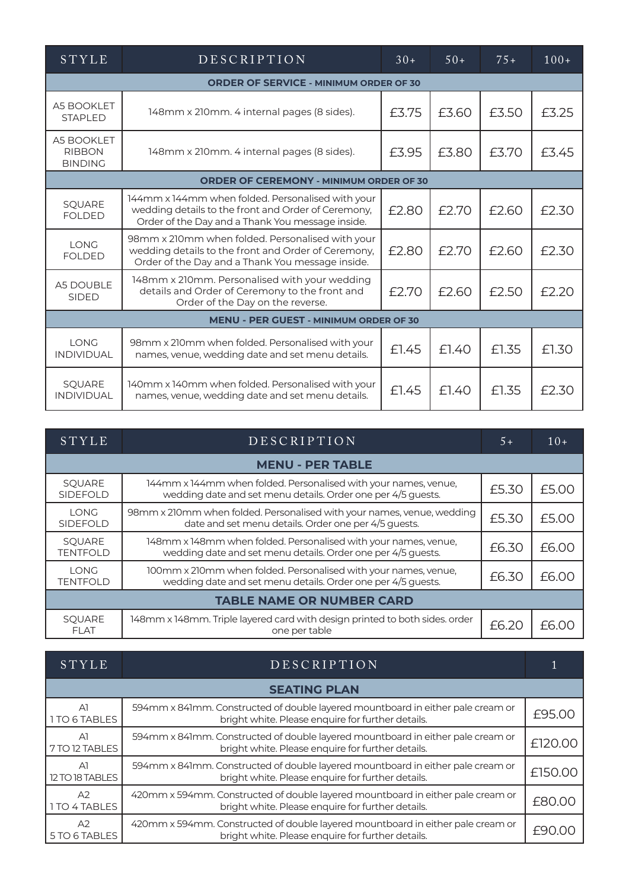| STYLE | DESCRIPTION | 30+ | 50+ | 75+ | 100+ |
|---|---|---|---|---|---|
| **ORDER OF SERVICE - MINIMUM ORDER OF 30** | | | | | |
| A5 BOOKLET STAPLED | 148mm x 210mm. 4 internal pages (8 sides). | £3.75 | £3.60 | £3.50 | £3.25 |
| A5 BOOKLET RIBBON BINDING | 148mm x 210mm. 4 internal pages (8 sides). | £3.95 | £3.80 | £3.70 | £3.45 |
| **ORDER OF CEREMONY - MINIMUM ORDER OF 30** | | | | | |
| SQUARE FOLDED | 144mm x 144mm when folded. Personalised with your wedding details to the front and Order of Ceremony, Order of the Day and a Thank You message inside. | £2.80 | £2.70 | £2.60 | £2.30 |
| LONG FOLDED | 98mm x 210mm when folded. Personalised with your wedding details to the front and Order of Ceremony, Order of the Day and a Thank You message inside. | £2.80 | £2.70 | £2.60 | £2.30 |
| A5 DOUBLE SIDED | 148mm x 210mm. Personalised with your wedding details and Order of Ceremony to the front and Order of the Day on the reverse. | £2.70 | £2.60 | £2.50 | £2.20 |
| **MENU - PER GUEST - MINIMUM ORDER OF 30** | | | | | |
| LONG INDIVIDUAL | 98mm x 210mm when folded. Personalised with your names, venue, wedding date and set menu details. | £1.45 | £1.40 | £1.35 | £1.30 |
| SQUARE INDIVIDUAL | 140mm x 140mm when folded. Personalised with your names, venue, wedding date and set menu details. | £1.45 | £1.40 | £1.35 | £2.30 |

| STYLE | DESCRIPTION | 5+ | 10+ |
|---|---|---|---|
| **MENU - PER TABLE** | | | |
| SQUARE SIDEFOLD | 144mm x 144mm when folded. Personalised with your names, venue, wedding date and set menu details. Order one per 4/5 guests. | £5.30 | £5.00 |
| LONG SIDEFOLD | 98mm x 210mm when folded. Personalised with your names, venue, wedding date and set menu details. Order one per 4/5 guests. | £5.30 | £5.00 |
| SQUARE TENTFOLD | 148mm x 148mm when folded. Personalised with your names, venue, wedding date and set menu details. Order one per 4/5 guests. | £6.30 | £6.00 |
| LONG TENTFOLD | 100mm x 210mm when folded. Personalised with your names, venue, wedding date and set menu details. Order one per 4/5 guests. | £6.30 | £6.00 |
| **TABLE NAME OR NUMBER CARD** | | | |
| SQUARE FLAT | 148mm x 148mm. Triple layered card with design printed to both sides. order one per table | £6.20 | £6.00 |

| STYLE | DESCRIPTION | 1 |
|---|---|---|
| **SEATING PLAN** | | |
| A1 1 TO 6 TABLES | 594mm x 841mm. Constructed of double layered mountboard in either pale cream or bright white. Please enquire for further details. | £95.00 |
| A1 7 TO 12 TABLES | 594mm x 841mm. Constructed of double layered mountboard in either pale cream or bright white. Please enquire for further details. | £120.00 |
| A1 12 TO 18 TABLES | 594mm x 841mm. Constructed of double layered mountboard in either pale cream or bright white. Please enquire for further details. | £150.00 |
| A2 1 TO 4 TABLES | 420mm x 594mm. Constructed of double layered mountboard in either pale cream or bright white. Please enquire for further details. | £80.00 |
| A2 5 TO 6 TABLES | 420mm x 594mm. Constructed of double layered mountboard in either pale cream or bright white. Please enquire for further details. | £90.00 |